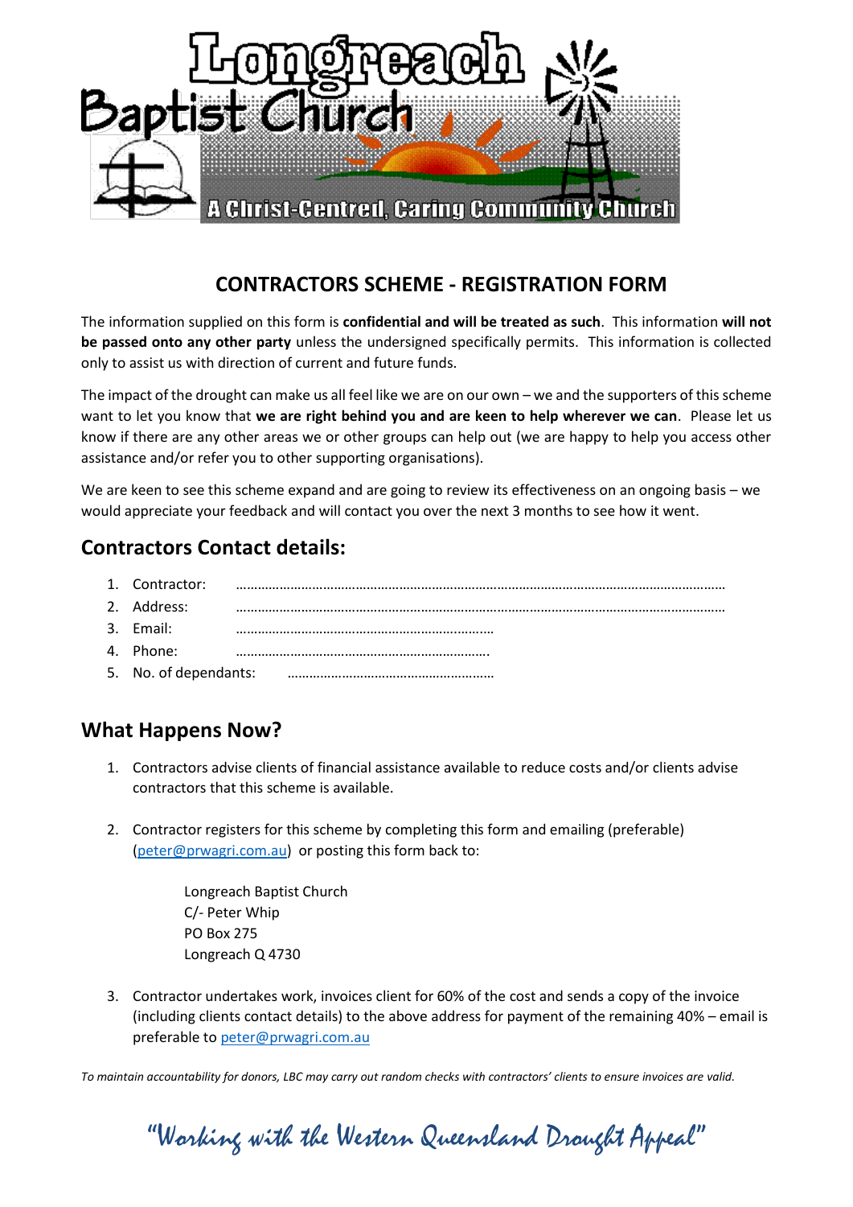# Longreach Baptist Church

A Christ-Centred, Caring Community Church

## CONTRACTORS SCHEME - REGISTRATION FORM

The information supplied on this form is **confidential and will be treated as such**. This information **will not be passed onto any other party** unless the undersigned specifically permits. This information is collected only to assist us with direction of current and future funds.

The impact of the drought can make us all feel like we are on our own – we and the supporters of this scheme want to let you know that **we are right behind you and are keen to help wherever we can**. Please let us know if there are any other areas we or other groups can help out (we are happy to help you access other assistance and/or refer you to other supporting organisations).

We are keen to see this scheme expand and are going to review its effectiveness on an ongoing basis – we would appreciate your feedback and will contact you over the next 3 months to see how it went.

## Contractors Contact details:

1. Contractor: ……………………………………………………………………………………………………………
2. Address: ……………………………………………………………………………………………………………
3. Email: ……………………………………………………………
4. Phone: ……………………………………………………………
5. No. of dependants: …………………………………………………

## What Happens Now?

1. Contractors advise clients of financial assistance available to reduce costs and/or clients advise contractors that this scheme is available.

2. Contractor registers for this scheme by completing this form and emailing (preferable) (peter@prwagri.com.au) or posting this form back to:

   Longreach Baptist Church
   C/- Peter Whip
   PO Box 275
   Longreach Q 4730

3. Contractor undertakes work, invoices client for 60% of the cost and sends a copy of the invoice (including clients contact details) to the above address for payment of the remaining 40% – email is preferable to peter@prwagri.com.au

*To maintain accountability for donors, LBC may carry out random checks with contractors' clients to ensure invoices are valid.*

*"Working with the Western Queensland Drought Appeal"*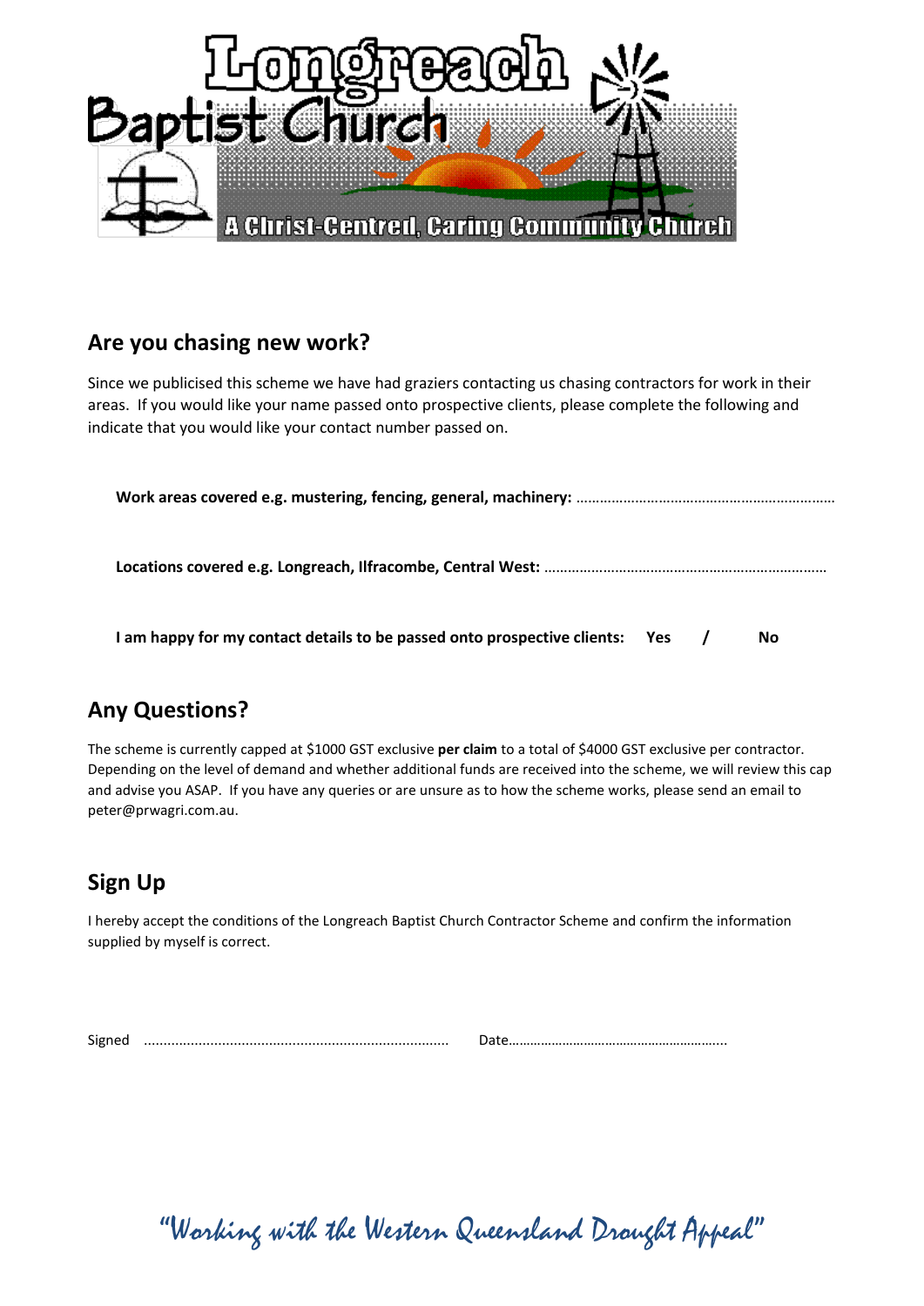# Longreach Baptist Church

A Christ-Centred, Caring Community Church

## Are you chasing new work?

Since we publicised this scheme we have had graziers contacting us chasing contractors for work in their areas. If you would like your name passed onto prospective clients, please complete the following and indicate that you would like your contact number passed on.

**Work areas covered e.g. mustering, fencing, general, machinery:** ...........................................................

**Locations covered e.g. Longreach, Ilfracombe, Central West:** ..................................................................

**I am happy for my contact details to be passed onto prospective clients: Yes / No**

## Any Questions?

The scheme is currently capped at $1000 GST exclusive **per claim** to a total of $4000 GST exclusive per contractor. Depending on the level of demand and whether additional funds are received into the scheme, we will review this cap and advise you ASAP. If you have any queries or are unsure as to how the scheme works, please send an email to peter@prwagri.com.au.

## Sign Up

I hereby accept the conditions of the Longreach Baptist Church Contractor Scheme and confirm the information supplied by myself is correct.

Signed ............................................................................. Date.........................................................

*"Working with the Western Queensland Drought Appeal"*